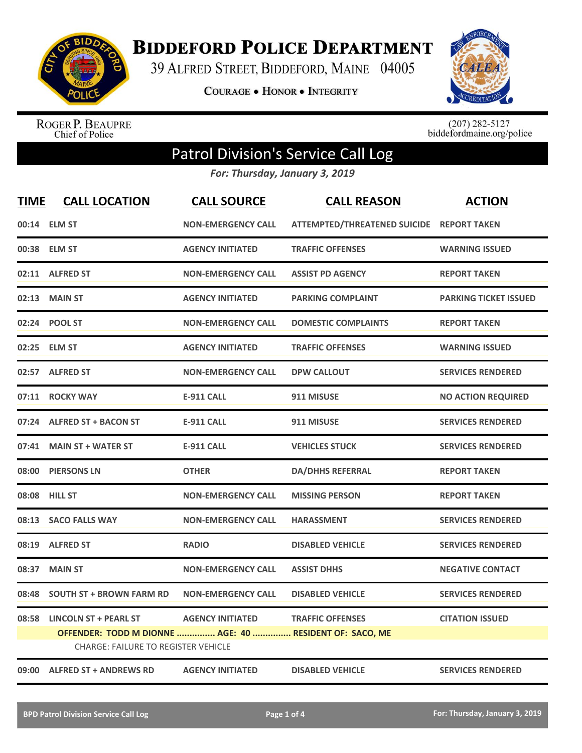# Biddeford Police Department

39 Alfred Street, Biddeford, Maine 04005

Courage • Honor • Integrity

Roger P. Beaupre
Chief of Police

(207) 282-5127
biddefordmaine.org/police

## Patrol Division's Service Call Log

*For: Thursday, January 3, 2019*

| TIME | CALL LOCATION | CALL SOURCE | CALL REASON | ACTION |
|---|---|---|---|---|
| 00:14 | ELM ST | NON-EMERGENCY CALL | ATTEMPTED/THREATENED SUICIDE | REPORT TAKEN |
| 00:38 | ELM ST | AGENCY INITIATED | TRAFFIC OFFENSES | WARNING ISSUED |
| 02:11 | ALFRED ST | NON-EMERGENCY CALL | ASSIST PD AGENCY | REPORT TAKEN |
| 02:13 | MAIN ST | AGENCY INITIATED | PARKING COMPLAINT | PARKING TICKET ISSUED |
| 02:24 | POOL ST | NON-EMERGENCY CALL | DOMESTIC COMPLAINTS | REPORT TAKEN |
| 02:25 | ELM ST | AGENCY INITIATED | TRAFFIC OFFENSES | WARNING ISSUED |
| 02:57 | ALFRED ST | NON-EMERGENCY CALL | DPW CALLOUT | SERVICES RENDERED |
| 07:11 | ROCKY WAY | E-911 CALL | 911 MISUSE | NO ACTION REQUIRED |
| 07:24 | ALFRED ST + BACON ST | E-911 CALL | 911 MISUSE | SERVICES RENDERED |
| 07:41 | MAIN ST + WATER ST | E-911 CALL | VEHICLES STUCK | SERVICES RENDERED |
| 08:00 | PIERSONS LN | OTHER | DA/DHHS REFERRAL | REPORT TAKEN |
| 08:08 | HILL ST | NON-EMERGENCY CALL | MISSING PERSON | REPORT TAKEN |
| 08:13 | SACO FALLS WAY | NON-EMERGENCY CALL | HARASSMENT | SERVICES RENDERED |
| 08:19 | ALFRED ST | RADIO | DISABLED VEHICLE | SERVICES RENDERED |
| 08:37 | MAIN ST | NON-EMERGENCY CALL | ASSIST DHHS | NEGATIVE CONTACT |
| 08:48 | SOUTH ST + BROWN FARM RD | NON-EMERGENCY CALL | DISABLED VEHICLE | SERVICES RENDERED |
| 08:58 | LINCOLN ST + PEARL ST | AGENCY INITIATED | TRAFFIC OFFENSES | CITATION ISSUED |
| | OFFENDER: TODD M DIONNE ............... AGE: 40 ............... RESIDENT OF: SACO, ME<br>CHARGE: FAILURE TO REGISTER VEHICLE | | | |
| 09:00 | ALFRED ST + ANDREWS RD | AGENCY INITIATED | DISABLED VEHICLE | SERVICES RENDERED |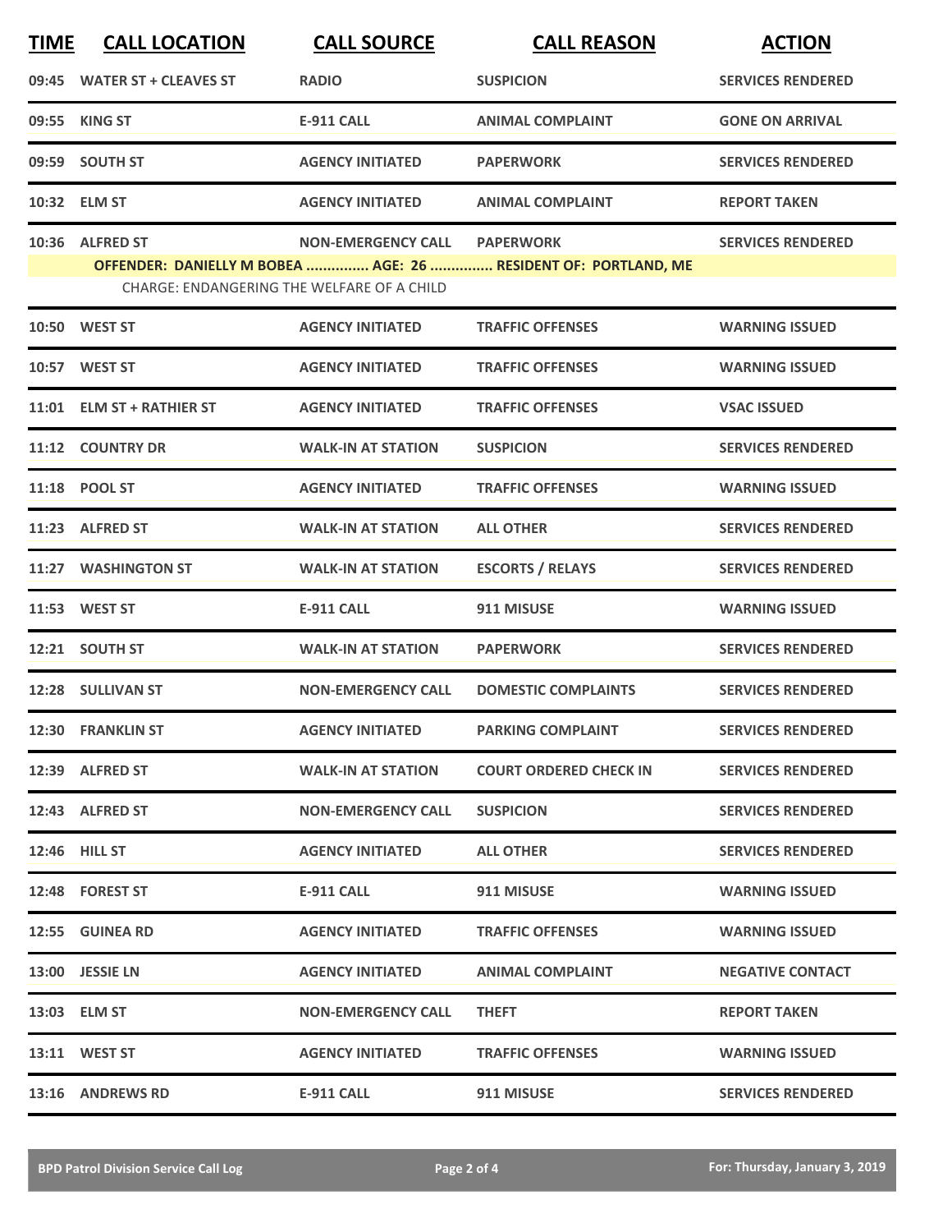| TIME | CALL LOCATION | CALL SOURCE | CALL REASON | ACTION |
|---|---|---|---|---|
| 09:45 | WATER ST + CLEAVES ST | RADIO | SUSPICION | SERVICES RENDERED |
| 09:55 | KING ST | E-911 CALL | ANIMAL COMPLAINT | GONE ON ARRIVAL |
| 09:59 | SOUTH ST | AGENCY INITIATED | PAPERWORK | SERVICES RENDERED |
| 10:32 | ELM ST | AGENCY INITIATED | ANIMAL COMPLAINT | REPORT TAKEN |
| 10:36 | ALFRED ST | NON-EMERGENCY CALL | PAPERWORK | SERVICES RENDERED |
| | **OFFENDER: DANIELLY M BOBEA ............... AGE: 26 ............... RESIDENT OF: PORTLAND, ME** | | | |
| | CHARGE: ENDANGERING THE WELFARE OF A CHILD | | | |
| 10:50 | WEST ST | AGENCY INITIATED | TRAFFIC OFFENSES | WARNING ISSUED |
| 10:57 | WEST ST | AGENCY INITIATED | TRAFFIC OFFENSES | WARNING ISSUED |
| 11:01 | ELM ST + RATHIER ST | AGENCY INITIATED | TRAFFIC OFFENSES | VSAC ISSUED |
| 11:12 | COUNTRY DR | WALK-IN AT STATION | SUSPICION | SERVICES RENDERED |
| 11:18 | POOL ST | AGENCY INITIATED | TRAFFIC OFFENSES | WARNING ISSUED |
| 11:23 | ALFRED ST | WALK-IN AT STATION | ALL OTHER | SERVICES RENDERED |
| 11:27 | WASHINGTON ST | WALK-IN AT STATION | ESCORTS / RELAYS | SERVICES RENDERED |
| 11:53 | WEST ST | E-911 CALL | 911 MISUSE | WARNING ISSUED |
| 12:21 | SOUTH ST | WALK-IN AT STATION | PAPERWORK | SERVICES RENDERED |
| 12:28 | SULLIVAN ST | NON-EMERGENCY CALL | DOMESTIC COMPLAINTS | SERVICES RENDERED |
| 12:30 | FRANKLIN ST | AGENCY INITIATED | PARKING COMPLAINT | SERVICES RENDERED |
| 12:39 | ALFRED ST | WALK-IN AT STATION | COURT ORDERED CHECK IN | SERVICES RENDERED |
| 12:43 | ALFRED ST | NON-EMERGENCY CALL | SUSPICION | SERVICES RENDERED |
| 12:46 | HILL ST | AGENCY INITIATED | ALL OTHER | SERVICES RENDERED |
| 12:48 | FOREST ST | E-911 CALL | 911 MISUSE | WARNING ISSUED |
| 12:55 | GUINEA RD | AGENCY INITIATED | TRAFFIC OFFENSES | WARNING ISSUED |
| 13:00 | JESSIE LN | AGENCY INITIATED | ANIMAL COMPLAINT | NEGATIVE CONTACT |
| 13:03 | ELM ST | NON-EMERGENCY CALL | THEFT | REPORT TAKEN |
| 13:11 | WEST ST | AGENCY INITIATED | TRAFFIC OFFENSES | WARNING ISSUED |
| 13:16 | ANDREWS RD | E-911 CALL | 911 MISUSE | SERVICES RENDERED |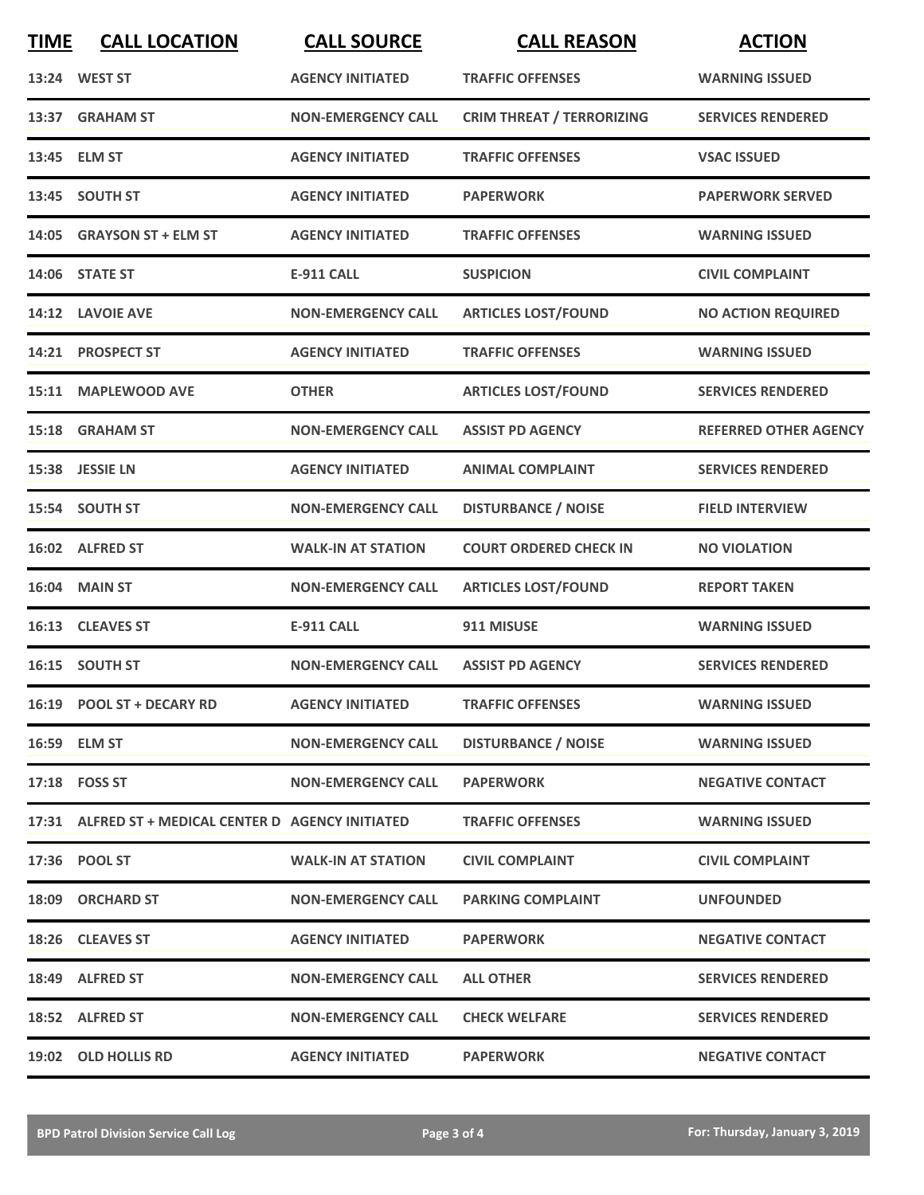| TIME | CALL LOCATION | CALL SOURCE | CALL REASON | ACTION |
|---|---|---|---|---|
| 13:24 | WEST ST | AGENCY INITIATED | TRAFFIC OFFENSES | WARNING ISSUED |
| 13:37 | GRAHAM ST | NON-EMERGENCY CALL | CRIM THREAT / TERRORIZING | SERVICES RENDERED |
| 13:45 | ELM ST | AGENCY INITIATED | TRAFFIC OFFENSES | VSAC ISSUED |
| 13:45 | SOUTH ST | AGENCY INITIATED | PAPERWORK | PAPERWORK SERVED |
| 14:05 | GRAYSON ST + ELM ST | AGENCY INITIATED | TRAFFIC OFFENSES | WARNING ISSUED |
| 14:06 | STATE ST | E-911 CALL | SUSPICION | CIVIL COMPLAINT |
| 14:12 | LAVOIE AVE | NON-EMERGENCY CALL | ARTICLES LOST/FOUND | NO ACTION REQUIRED |
| 14:21 | PROSPECT ST | AGENCY INITIATED | TRAFFIC OFFENSES | WARNING ISSUED |
| 15:11 | MAPLEWOOD AVE | OTHER | ARTICLES LOST/FOUND | SERVICES RENDERED |
| 15:18 | GRAHAM ST | NON-EMERGENCY CALL | ASSIST PD AGENCY | REFERRED OTHER AGENCY |
| 15:38 | JESSIE LN | AGENCY INITIATED | ANIMAL COMPLAINT | SERVICES RENDERED |
| 15:54 | SOUTH ST | NON-EMERGENCY CALL | DISTURBANCE / NOISE | FIELD INTERVIEW |
| 16:02 | ALFRED ST | WALK-IN AT STATION | COURT ORDERED CHECK IN | NO VIOLATION |
| 16:04 | MAIN ST | NON-EMERGENCY CALL | ARTICLES LOST/FOUND | REPORT TAKEN |
| 16:13 | CLEAVES ST | E-911 CALL | 911 MISUSE | WARNING ISSUED |
| 16:15 | SOUTH ST | NON-EMERGENCY CALL | ASSIST PD AGENCY | SERVICES RENDERED |
| 16:19 | POOL ST + DECARY RD | AGENCY INITIATED | TRAFFIC OFFENSES | WARNING ISSUED |
| 16:59 | ELM ST | NON-EMERGENCY CALL | DISTURBANCE / NOISE | WARNING ISSUED |
| 17:18 | FOSS ST | NON-EMERGENCY CALL | PAPERWORK | NEGATIVE CONTACT |
| 17:31 | ALFRED ST + MEDICAL CENTER D | AGENCY INITIATED | TRAFFIC OFFENSES | WARNING ISSUED |
| 17:36 | POOL ST | WALK-IN AT STATION | CIVIL COMPLAINT | CIVIL COMPLAINT |
| 18:09 | ORCHARD ST | NON-EMERGENCY CALL | PARKING COMPLAINT | UNFOUNDED |
| 18:26 | CLEAVES ST | AGENCY INITIATED | PAPERWORK | NEGATIVE CONTACT |
| 18:49 | ALFRED ST | NON-EMERGENCY CALL | ALL OTHER | SERVICES RENDERED |
| 18:52 | ALFRED ST | NON-EMERGENCY CALL | CHECK WELFARE | SERVICES RENDERED |
| 19:02 | OLD HOLLIS RD | AGENCY INITIATED | PAPERWORK | NEGATIVE CONTACT |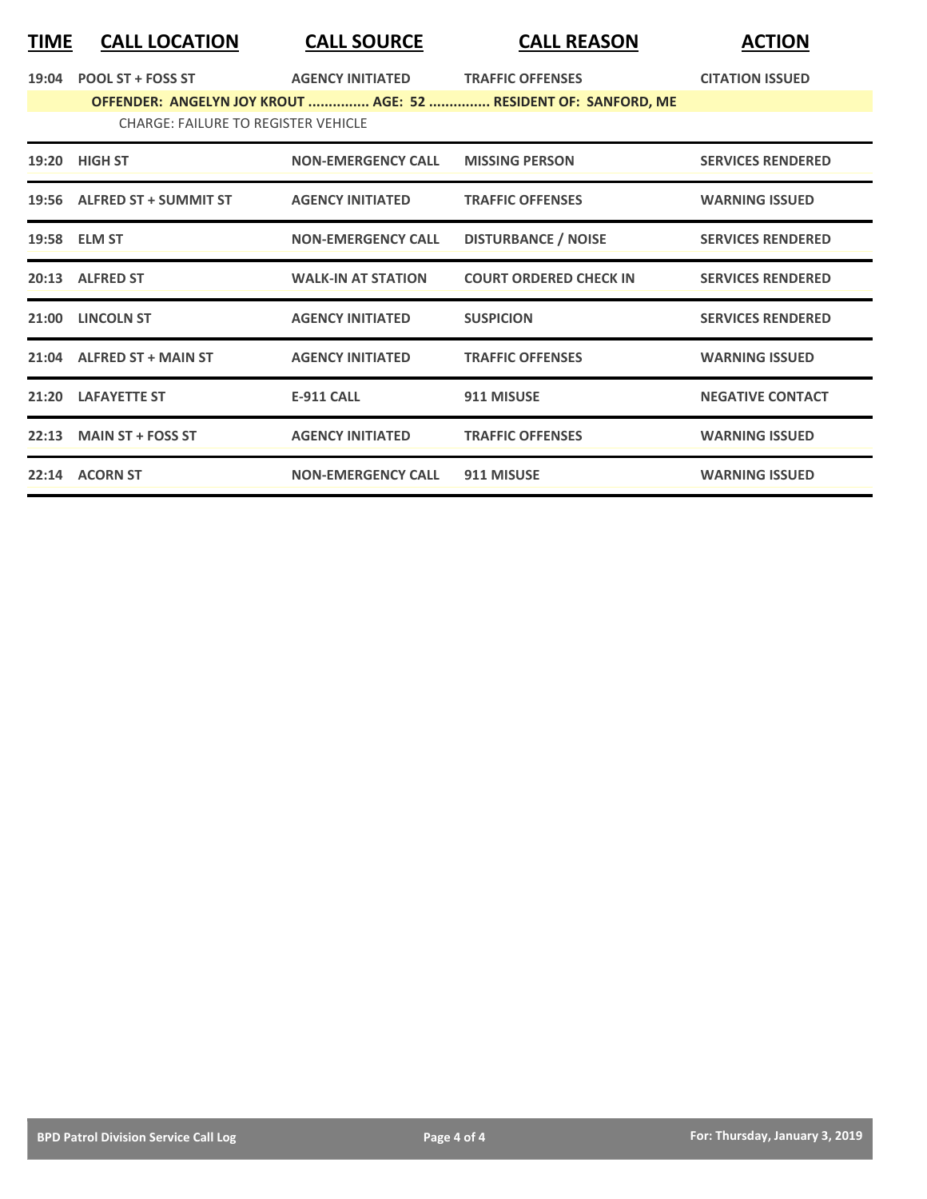| TIME | CALL LOCATION | CALL SOURCE | CALL REASON | ACTION |
|---|---|---|---|---|
| 19:04 | POOL ST + FOSS ST | AGENCY INITIATED | TRAFFIC OFFENSES | CITATION ISSUED |
| | OFFENDER: ANGELYN JOY KROUT ............... AGE: 52 ............... RESIDENT OF: SANFORD, ME | | | |
| | CHARGE: FAILURE TO REGISTER VEHICLE | | | |
| 19:20 | HIGH ST | NON-EMERGENCY CALL | MISSING PERSON | SERVICES RENDERED |
| 19:56 | ALFRED ST + SUMMIT ST | AGENCY INITIATED | TRAFFIC OFFENSES | WARNING ISSUED |
| 19:58 | ELM ST | NON-EMERGENCY CALL | DISTURBANCE / NOISE | SERVICES RENDERED |
| 20:13 | ALFRED ST | WALK-IN AT STATION | COURT ORDERED CHECK IN | SERVICES RENDERED |
| 21:00 | LINCOLN ST | AGENCY INITIATED | SUSPICION | SERVICES RENDERED |
| 21:04 | ALFRED ST + MAIN ST | AGENCY INITIATED | TRAFFIC OFFENSES | WARNING ISSUED |
| 21:20 | LAFAYETTE ST | E-911 CALL | 911 MISUSE | NEGATIVE CONTACT |
| 22:13 | MAIN ST + FOSS ST | AGENCY INITIATED | TRAFFIC OFFENSES | WARNING ISSUED |
| 22:14 | ACORN ST | NON-EMERGENCY CALL | 911 MISUSE | WARNING ISSUED |